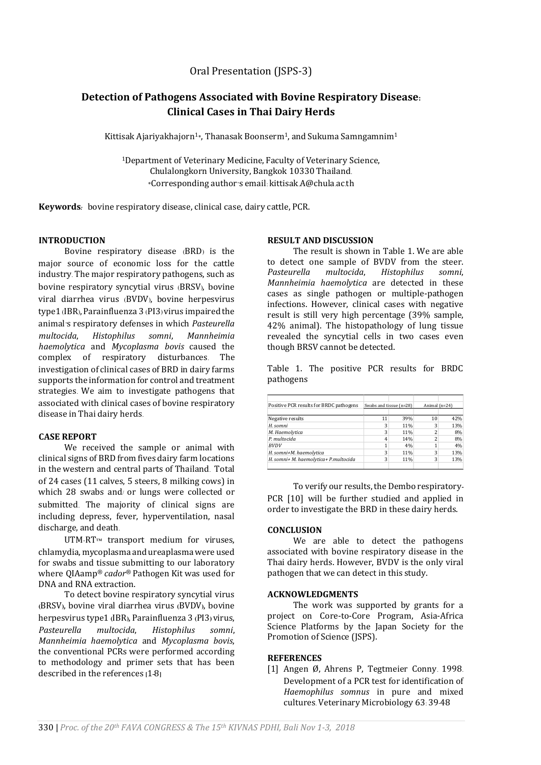Oral Presentation (JSPS-3)

# Detection of Pathogens Associated with Bovine Respiratory Disease: Clinical Cases in Thai Dairy Herds

Kittisak Ajariyakhajorn[1*], Thanasak Boonserm[1], and Sukuma Samngamnim[1]

[1]Department of Veterinary Medicine, Faculty of Veterinary Science, Chulalongkorn University, Bangkok 10330 Thailand.
*Corresponding author's email: kittisak.A@chula.ac.th

**Keywords**: bovine respiratory disease, clinical case, dairy cattle, PCR.

## INTRODUCTION

Bovine respiratory disease (BRD) is the major source of economic loss for the cattle industry. The major respiratory pathogens, such as bovine respiratory syncytial virus (BRSV), bovine viral diarrhea virus (BVDV), bovine herpesvirus type1 (IBR), Parainfluenza 3 (PI3) virus impaired the animal's respiratory defenses in which *Pasteurella multocida*, *Histophilus somni*, *Mannheimia haemolytica* and *Mycoplasma bovis* caused the complex of respiratory disturbances. The investigation of clinical cases of BRD in dairy farms supports the information for control and treatment strategies. We aim to investigate pathogens that associated with clinical cases of bovine respiratory disease in Thai dairy herds.

## CASE REPORT

We received the sample or animal with clinical signs of BRD from fives dairy farm locations in the western and central parts of Thailand. Total of 24 cases (11 calves, 5 steers, 8 milking cows) in which 28 swabs and/ or lungs were collected or submitted. The majority of clinical signs are including depress, fever, hyperventilation, nasal discharge, and death.

UTM-RT™ transport medium for viruses, chlamydia, mycoplasma and ureaplasma were used for swabs and tissue submitting to our laboratory where QIAamp® *cador*® Pathogen Kit was used for DNA and RNA extraction.

To detect bovine respiratory syncytial virus (BRSV), bovine viral diarrhea virus (BVDV), bovine herpesvirus type1 (IBR), Parainfluenza 3 (PI3) virus, *Pasteurella multocida*, *Histophilus somni*, *Mannheimia haemolytica* and *Mycoplasma bovis*, the conventional PCRs were performed according to methodology and primer sets that has been described in the references [1-8]

## RESULT AND DISCUSSION

The result is shown in Table 1. We are able to detect one sample of BVDV from the steer. *Pasteurella multocida*, *Histophilus somni*, *Mannheimia haemolytica* are detected in these cases as single pathogen or multiple-pathogen infections. However, clinical cases with negative result is still very high percentage (39% sample, 42% animal). The histopathology of lung tissue revealed the syncytial cells in two cases even though BRSV cannot be detected.

Table 1. The positive PCR results for BRDC pathogens

| Positive PCR results for BRDC pathogens | Swabs and tissue (n=28) | | Animal (n=24) | |
|---|---|---|---|---|
| Negative results | 11 | 39% | 10 | 42% |
| *H. somni* | 3 | 11% | 3 | 13% |
| *M. Haemolytica* | 3 | 11% | 2 | 8% |
| *P. multocida* | 4 | 14% | 2 | 8% |
| *BVDV* | 1 | 4% | 1 | 4% |
| *H. somni+M. haemolytica* | 3 | 11% | 3 | 13% |
| *H. somni+ M. haemolytica+ P.multocida* | 3 | 11% | 3 | 13% |

To verify our results, the Dembo respiratory-PCR [10] will be further studied and applied in order to investigate the BRD in these dairy herds.

## CONCLUSION

We are able to detect the pathogens associated with bovine respiratory disease in the Thai dairy herds. However, BVDV is the only viral pathogen that we can detect in this study.

## ACKNOWLEDGMENTS

The work was supported by grants for a project on Core-to-Core Program, Asia-Africa Science Platforms by the Japan Society for the Promotion of Science (JSPS).

## REFERENCES

[1] Angen Ø, Ahrens P, Tegtmeier Conny. 1998. Development of a PCR test for identification of *Haemophilus somnus* in pure and mixed cultures. Veterinary Microbiology 63: 39-48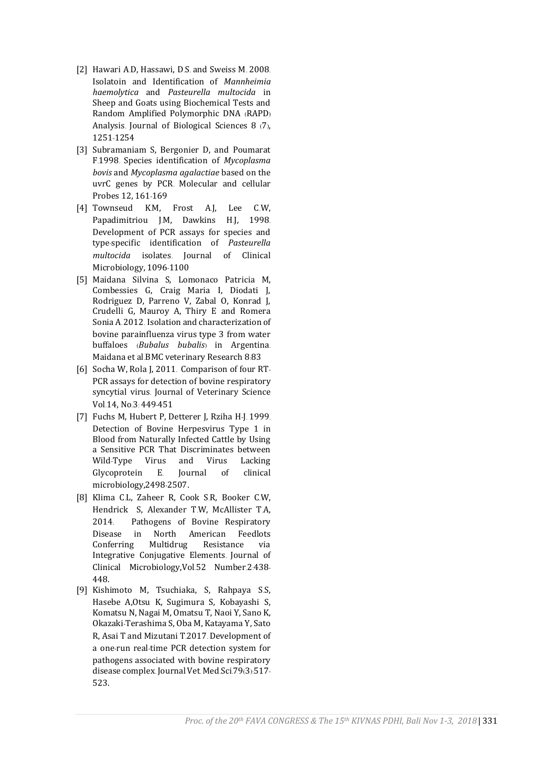[2] Hawari A.D, Hassawi, D.S. and Sweiss M. 2008. Isolatoin and Identification of *Mannheimia haemolytica* and *Pasteurella multocida* in Sheep and Goats using Biochemical Tests and Random Amplified Polymorphic DNA (RAPD) Analysis. Journal of Biological Sciences 8 (7), 1251-1254

[3] Subramaniam S, Bergonier D, and Poumarat F.1998. Species identification of *Mycoplasma bovis* and *Mycoplasma agalactiae* based on the uvrC genes by PCR. Molecular and cellular Probes 12, 161-169

[4] Townseud K.M, Frost A.J, Lee C.W, Papadimitriou J.M, Dawkins H.J, 1998. Development of PCR assays for species and type-specific identification of *Pasteurella multocida* isolates. Journal of Clinical Microbiology, 1096-1100

[5] Maidana Silvina S, Lomonaco Patricia M, Combessies G, Craig Maria I, Diodati J, Rodriguez D, Parreno V, Zabal O, Konrad J, Crudelli G, Mauroy A, Thiry E and Romera Sonia A. 2012. Isolation and characterization of bovine parainfluenza virus type 3 from water buffaloes (*Bubalus bubalis*) in Argentina. Maidana et al.BMC veterinary Research 8:83

[6] Socha W, Rola J, 2011. Comparison of four RT-PCR assays for detection of bovine respiratory syncytial virus. Journal of Veterinary Science Vol.14, No.3: 449-451

[7] Fuchs M, Hubert P, Detterer J, Rziha H-J. 1999. Detection of Bovine Herpesvirus Type 1 in Blood from Naturally Infected Cattle by Using a Sensitive PCR That Discriminates between Wild-Type Virus and Virus Lacking Glycoprotein E. Journal of clinical microbiology,2498-2507.

[8] Klima C.L, Zaheer R, Cook S.R, Booker C.W, Hendrick S, Alexander T.W, McAllister T.A, 2014. Pathogens of Bovine Respiratory Disease in North American Feedlots Conferring Multidrug Resistance via Integrative Conjugative Elements. Journal of Clinical Microbiology,Vol.52 Number.2:438-448.

[9] Kishimoto M, Tsuchiaka, S, Rahpaya S.S, Hasebe A,Otsu K, Sugimura S, Kobayashi S, Komatsu N, Nagai M, Omatsu T, Naoi Y, Sano K, Okazaki-Terashima S, Oba M, Katayama Y, Sato R, Asai T and Mizutani T.2017. Development of a one-run real-time PCR detection system for pathogens associated with bovine respiratory disease complex. Journal Vet. Med.Sci.79(3):517-523.